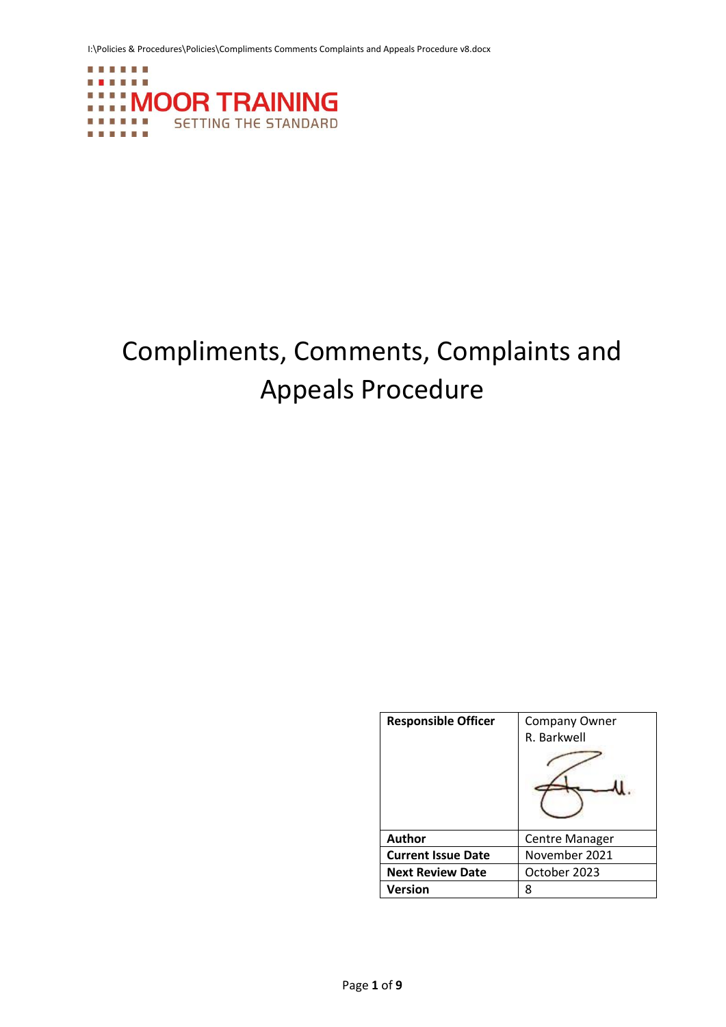MOOR TRAINING

SETTING THE STANDARD

# Compliments, Comments, Complaints and Appeals Procedure

| Responsible Officer | Company Owner<br>R. Barkwell |
|---|---|
| Author | Centre Manager |
| Current Issue Date | November 2021 |
| Next Review Date | October 2023 |
| Version | 8 |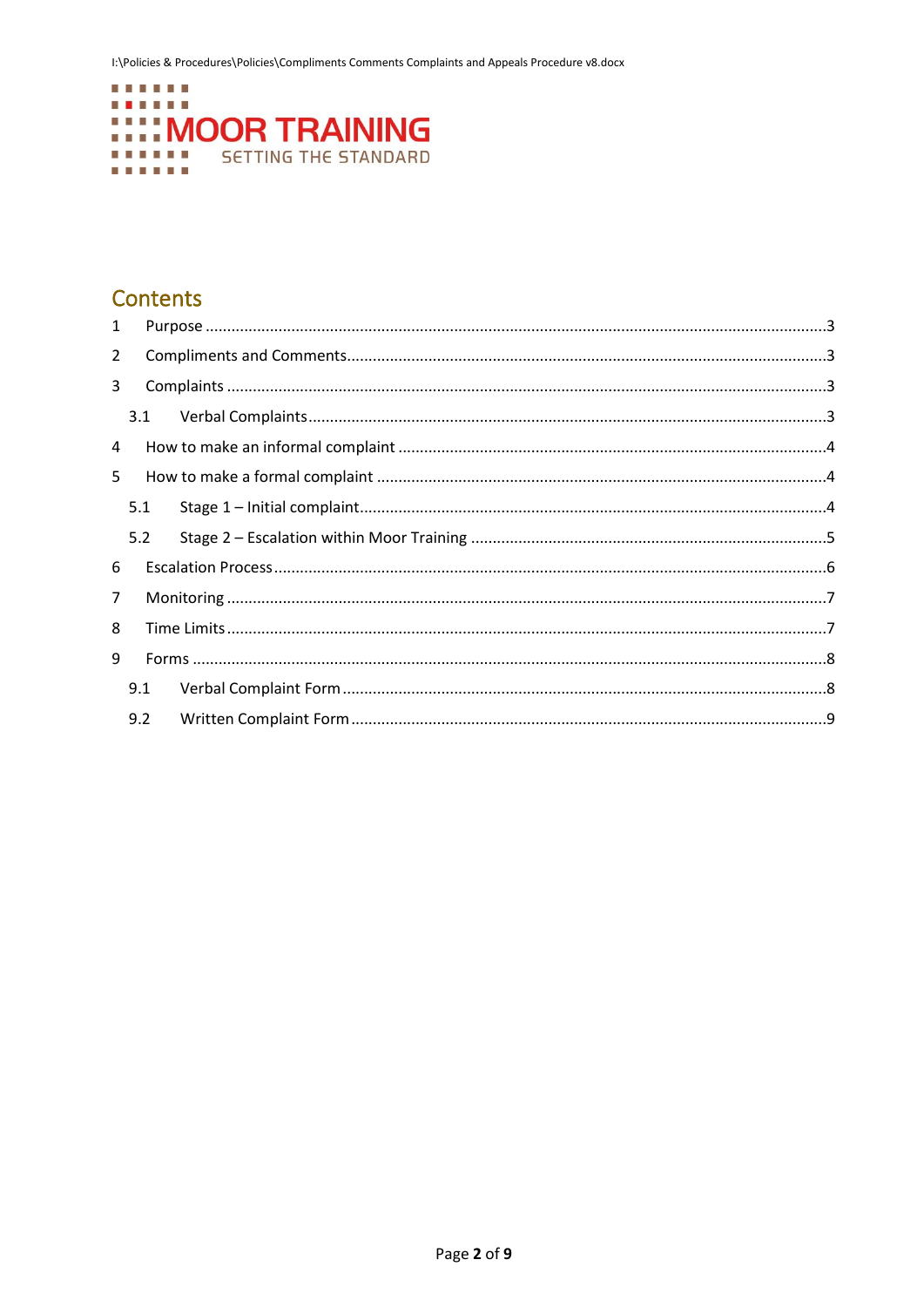I:\Policies & Procedures\Policies\Compliments Comments Complaints and Appeals Procedure v8.docx

MOOR TRAINING
SETTING THE STANDARD

## Contents

1 Purpose ....................................................................................................................3

2 Compliments and Comments.....................................................................................3

3 Complaints ................................................................................................................3

 3.1 Verbal Complaints....................................................................................................3

4 How to make an informal complaint ..........................................................................4

5 How to make a formal complaint ...............................................................................4

 5.1 Stage 1 – Initial complaint.........................................................................................4

 5.2 Stage 2 – Escalation within Moor Training ..................................................................5

6 Escalation Process......................................................................................................6

7 Monitoring ................................................................................................................7

8 Time Limits................................................................................................................7

9 Forms ........................................................................................................................8

 9.1 Verbal Complaint Form ..............................................................................................8

 9.2 Written Complaint Form .............................................................................................9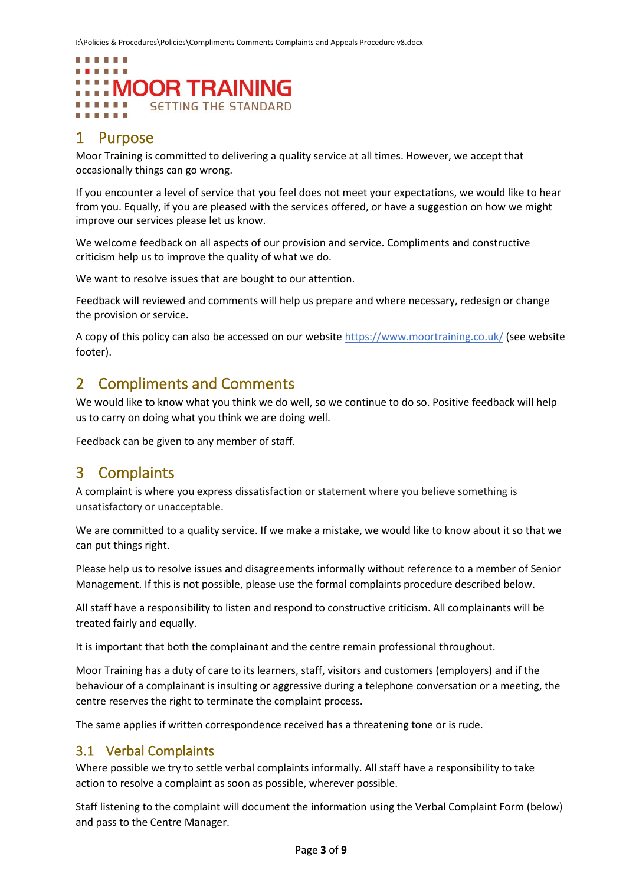# 1 Purpose

Moor Training is committed to delivering a quality service at all times. However, we accept that occasionally things can go wrong.

If you encounter a level of service that you feel does not meet your expectations, we would like to hear from you. Equally, if you are pleased with the services offered, or have a suggestion on how we might improve our services please let us know.

We welcome feedback on all aspects of our provision and service. Compliments and constructive criticism help us to improve the quality of what we do.

We want to resolve issues that are bought to our attention.

Feedback will reviewed and comments will help us prepare and where necessary, redesign or change the provision or service.

A copy of this policy can also be accessed on our website https://www.moortraining.co.uk/ (see website footer).

# 2 Compliments and Comments

We would like to know what you think we do well, so we continue to do so. Positive feedback will help us to carry on doing what you think we are doing well.

Feedback can be given to any member of staff.

# 3 Complaints

A complaint is where you express dissatisfaction or statement where you believe something is unsatisfactory or unacceptable.

We are committed to a quality service. If we make a mistake, we would like to know about it so that we can put things right.

Please help us to resolve issues and disagreements informally without reference to a member of Senior Management. If this is not possible, please use the formal complaints procedure described below.

All staff have a responsibility to listen and respond to constructive criticism. All complainants will be treated fairly and equally.

It is important that both the complainant and the centre remain professional throughout.

Moor Training has a duty of care to its learners, staff, visitors and customers (employers) and if the behaviour of a complainant is insulting or aggressive during a telephone conversation or a meeting, the centre reserves the right to terminate the complaint process.

The same applies if written correspondence received has a threatening tone or is rude.

## 3.1 Verbal Complaints

Where possible we try to settle verbal complaints informally. All staff have a responsibility to take action to resolve a complaint as soon as possible, wherever possible.

Staff listening to the complaint will document the information using the Verbal Complaint Form (below) and pass to the Centre Manager.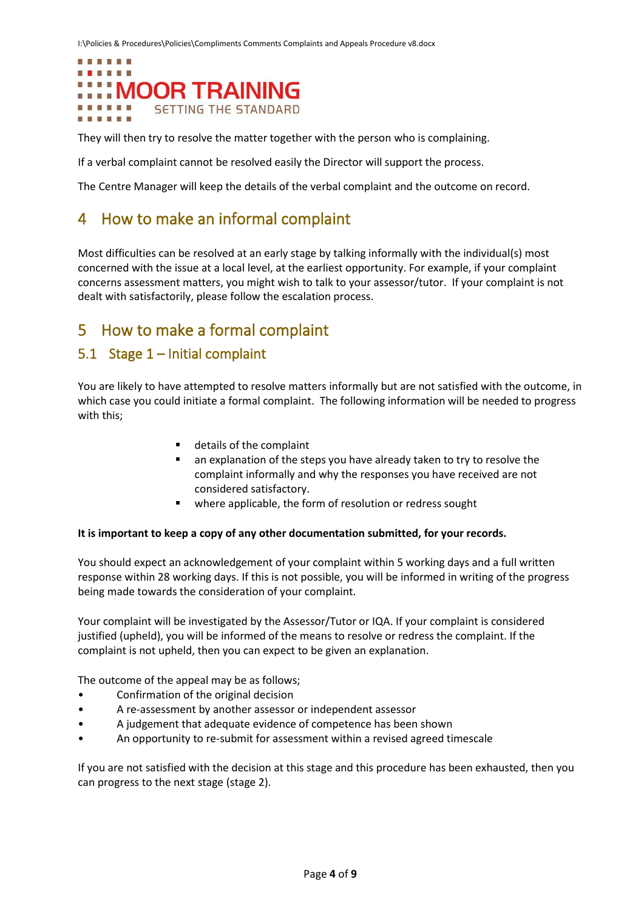They will then try to resolve the matter together with the person who is complaining.

If a verbal complaint cannot be resolved easily the Director will support the process.

The Centre Manager will keep the details of the verbal complaint and the outcome on record.

## 4 How to make an informal complaint

Most difficulties can be resolved at an early stage by talking informally with the individual(s) most concerned with the issue at a local level, at the earliest opportunity. For example, if your complaint concerns assessment matters, you might wish to talk to your assessor/tutor. If your complaint is not dealt with satisfactorily, please follow the escalation process.

## 5 How to make a formal complaint

### 5.1 Stage 1 – Initial complaint

You are likely to have attempted to resolve matters informally but are not satisfied with the outcome, in which case you could initiate a formal complaint. The following information will be needed to progress with this;

- details of the complaint
- an explanation of the steps you have already taken to try to resolve the complaint informally and why the responses you have received are not considered satisfactory.
- where applicable, the form of resolution or redress sought

**It is important to keep a copy of any other documentation submitted, for your records.**

You should expect an acknowledgement of your complaint within 5 working days and a full written response within 28 working days. If this is not possible, you will be informed in writing of the progress being made towards the consideration of your complaint.

Your complaint will be investigated by the Assessor/Tutor or IQA. If your complaint is considered justified (upheld), you will be informed of the means to resolve or redress the complaint. If the complaint is not upheld, then you can expect to be given an explanation.

The outcome of the appeal may be as follows;

- Confirmation of the original decision
- A re-assessment by another assessor or independent assessor
- A judgement that adequate evidence of competence has been shown
- An opportunity to re-submit for assessment within a revised agreed timescale

If you are not satisfied with the decision at this stage and this procedure has been exhausted, then you can progress to the next stage (stage 2).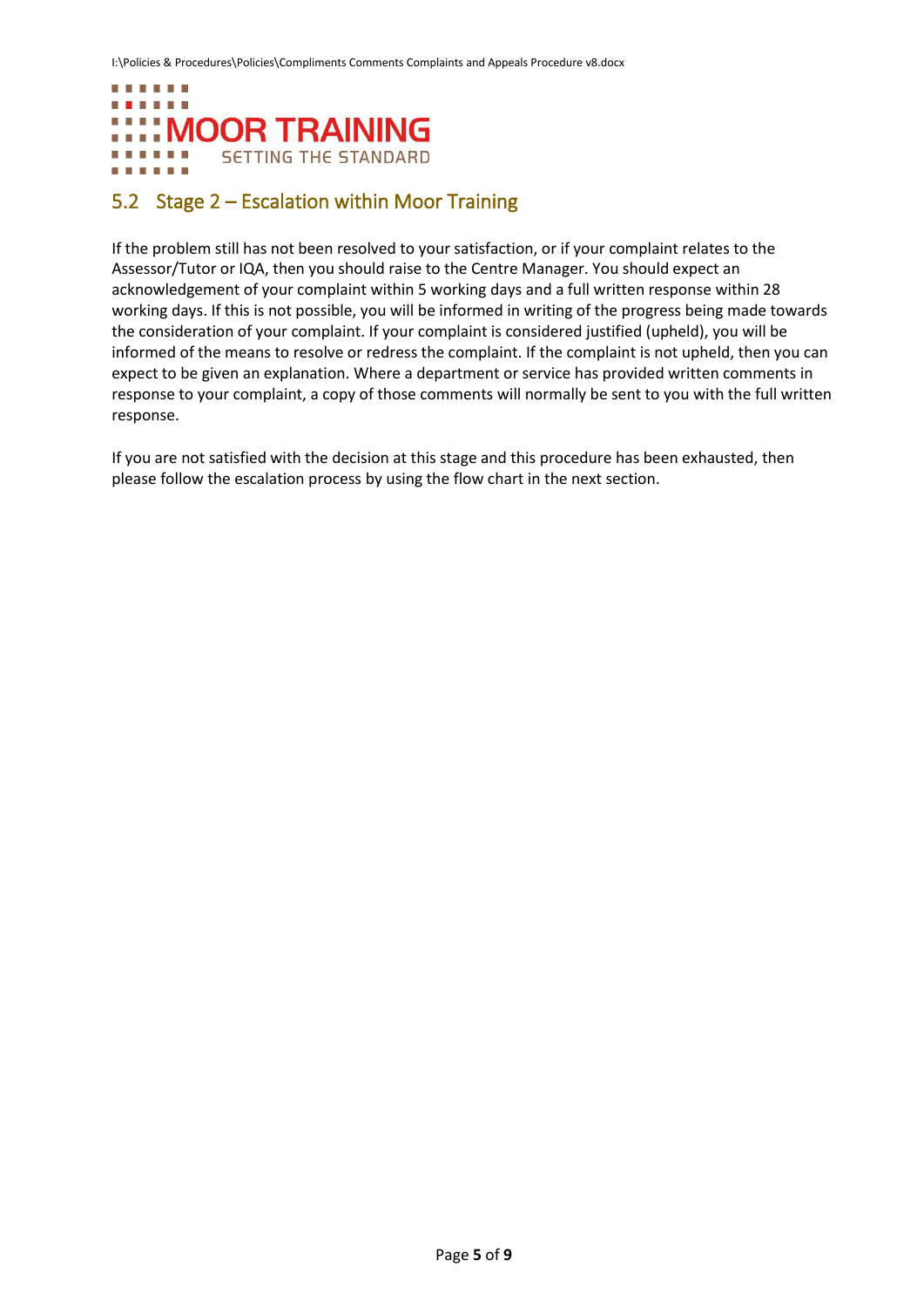## 5.2 Stage 2 – Escalation within Moor Training

If the problem still has not been resolved to your satisfaction, or if your complaint relates to the Assessor/Tutor or IQA, then you should raise to the Centre Manager. You should expect an acknowledgement of your complaint within 5 working days and a full written response within 28 working days. If this is not possible, you will be informed in writing of the progress being made towards the consideration of your complaint. If your complaint is considered justified (upheld), you will be informed of the means to resolve or redress the complaint. If the complaint is not upheld, then you can expect to be given an explanation. Where a department or service has provided written comments in response to your complaint, a copy of those comments will normally be sent to you with the full written response.

If you are not satisfied with the decision at this stage and this procedure has been exhausted, then please follow the escalation process by using the flow chart in the next section.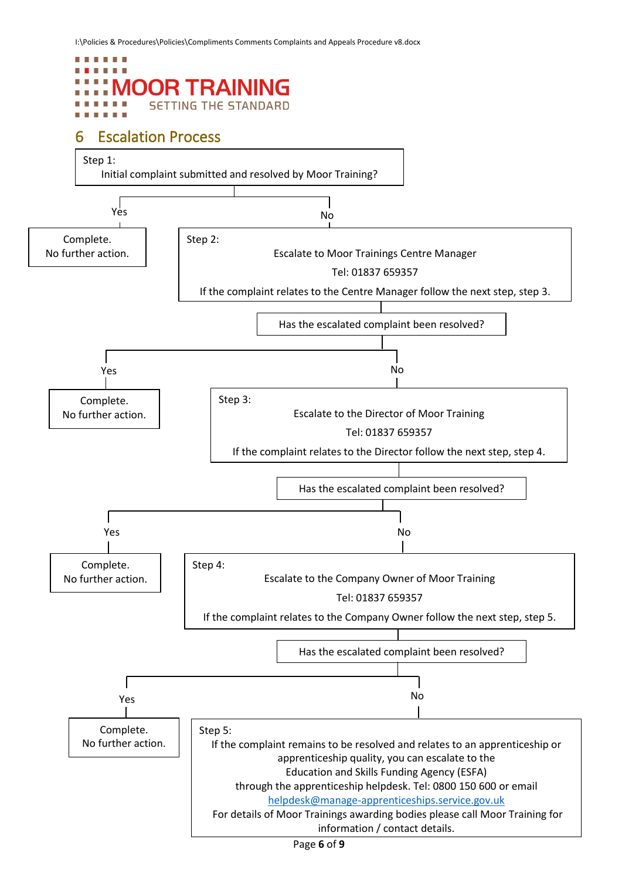## 6 Escalation Process

**Step 1:**
Initial complaint submitted and resolved by Moor Training?

- **Yes** → Complete. No further action.
- **No** → Step 2

**Step 2:**
Escalate to Moor Trainings Centre Manager
Tel: 01837 659357
If the complaint relates to the Centre Manager follow the next step, step 3.

Has the escalated complaint been resolved?

- **Yes** → Complete. No further action.
- **No** → Step 3

**Step 3:**
Escalate to the Director of Moor Training
Tel: 01837 659357
If the complaint relates to the Director follow the next step, step 4.

Has the escalated complaint been resolved?

- **Yes** → Complete. No further action.
- **No** → Step 4

**Step 4:**
Escalate to the Company Owner of Moor Training
Tel: 01837 659357
If the complaint relates to the Company Owner follow the next step, step 5.

Has the escalated complaint been resolved?

- **Yes** → Complete. No further action.
- **No** → Step 5

**Step 5:**
If the complaint remains to be resolved and relates to an apprenticeship or apprenticeship quality, you can escalate to the Education and Skills Funding Agency (ESFA) through the apprenticeship helpdesk. Tel: 0800 150 600 or email helpdesk@manage-apprenticeships.service.gov.uk
For details of Moor Trainings awarding bodies please call Moor Training for information / contact details.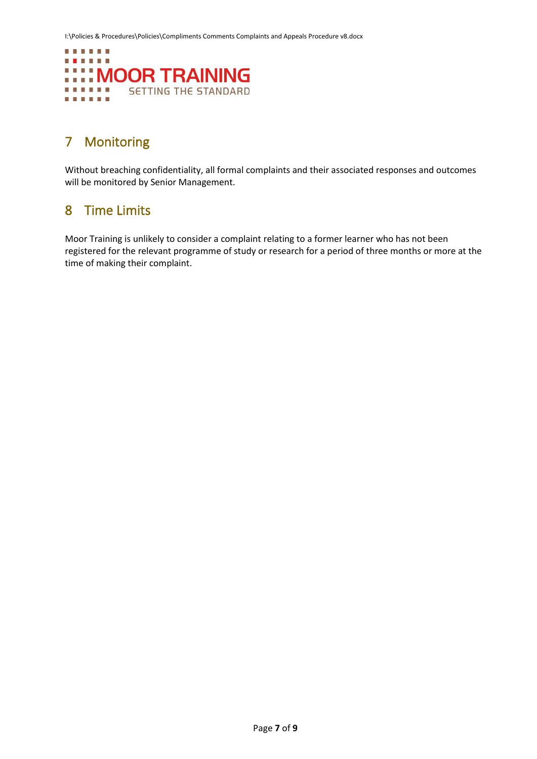## 7 Monitoring

Without breaching confidentiality, all formal complaints and their associated responses and outcomes will be monitored by Senior Management.

## 8 Time Limits

Moor Training is unlikely to consider a complaint relating to a former learner who has not been registered for the relevant programme of study or research for a period of three months or more at the time of making their complaint.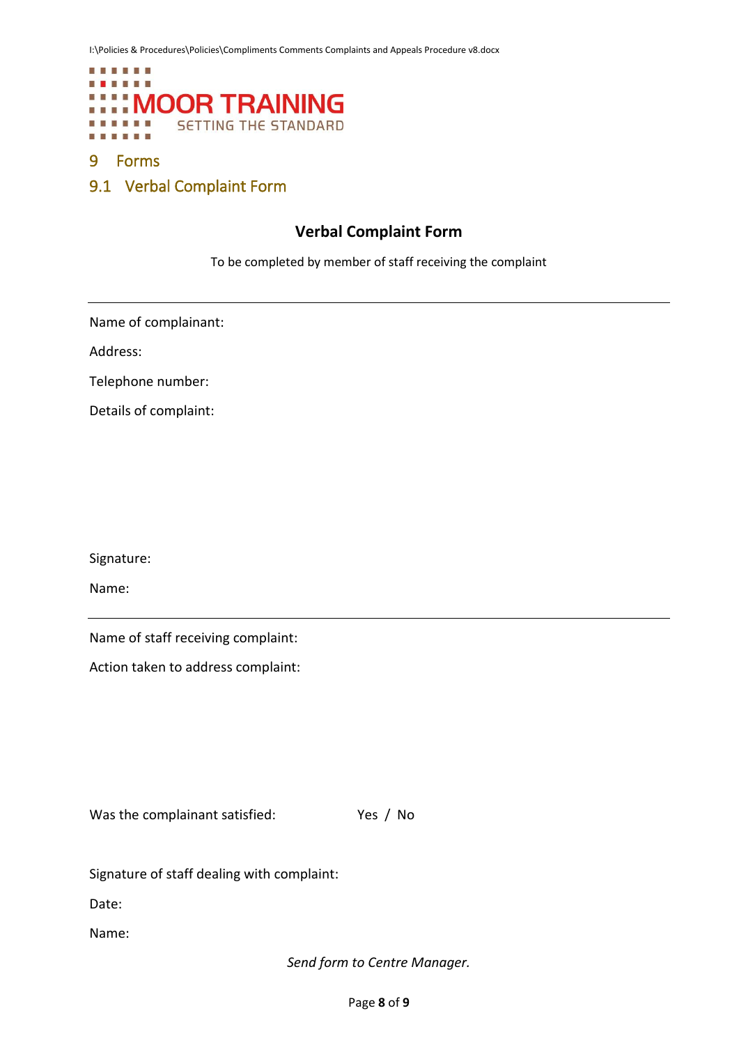# 9 Forms

## 9.1 Verbal Complaint Form

**Verbal Complaint Form**

To be completed by member of staff receiving the complaint

---

Name of complainant:

Address:

Telephone number:

Details of complaint:

Signature:

Name:

---

Name of staff receiving complaint:

Action taken to address complaint:

Was the complainant satisfied: Yes / No

Signature of staff dealing with complaint:

Date:

Name:

*Send form to Centre Manager.*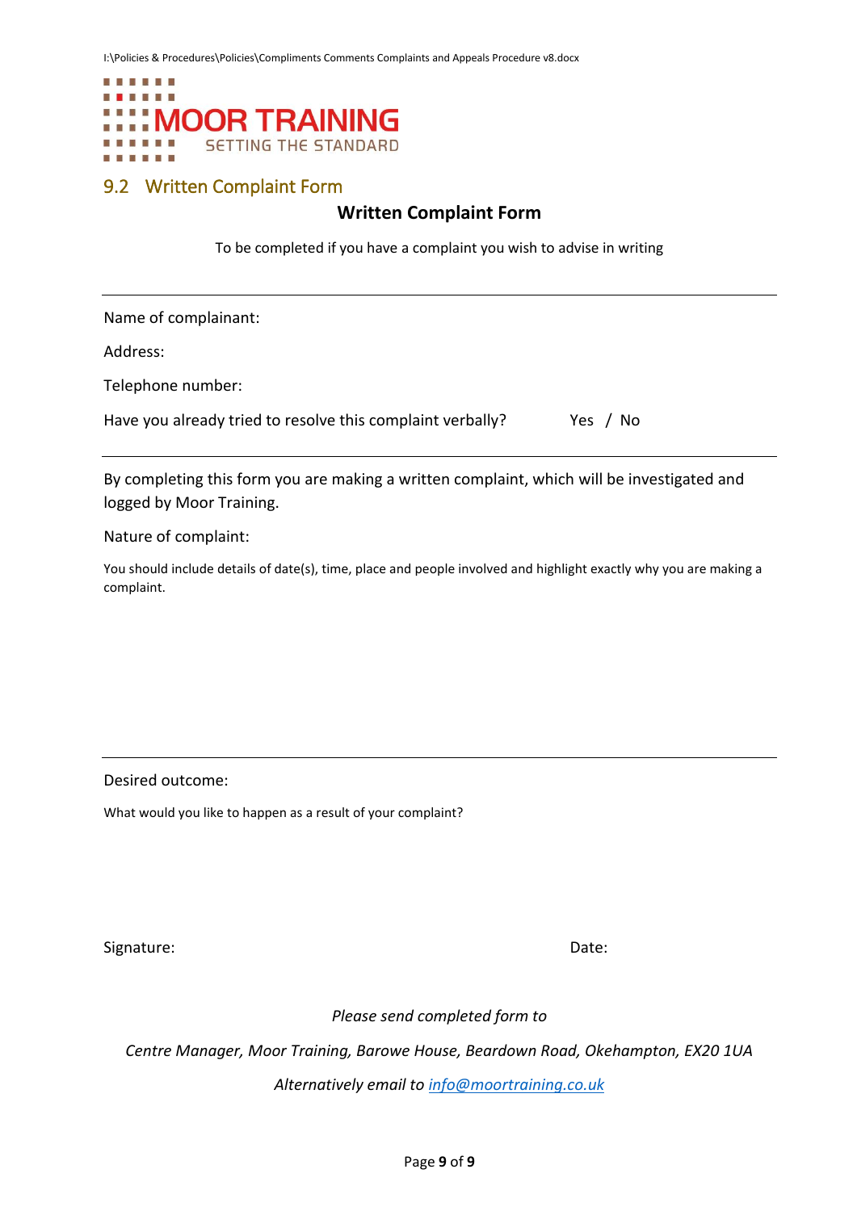## 9.2 Written Complaint Form

**Written Complaint Form**

To be completed if you have a complaint you wish to advise in writing

---

Name of complainant:

Address:

Telephone number:

Have you already tried to resolve this complaint verbally? Yes / No

---

By completing this form you are making a written complaint, which will be investigated and logged by Moor Training.

Nature of complaint:

You should include details of date(s), time, place and people involved and highlight exactly why you are making a complaint.

---

Desired outcome:

What would you like to happen as a result of your complaint?

Signature: Date:

*Please send completed form to*

*Centre Manager, Moor Training, Barowe House, Beardown Road, Okehampton, EX20 1UA*

*Alternatively email to info@moortraining.co.uk*